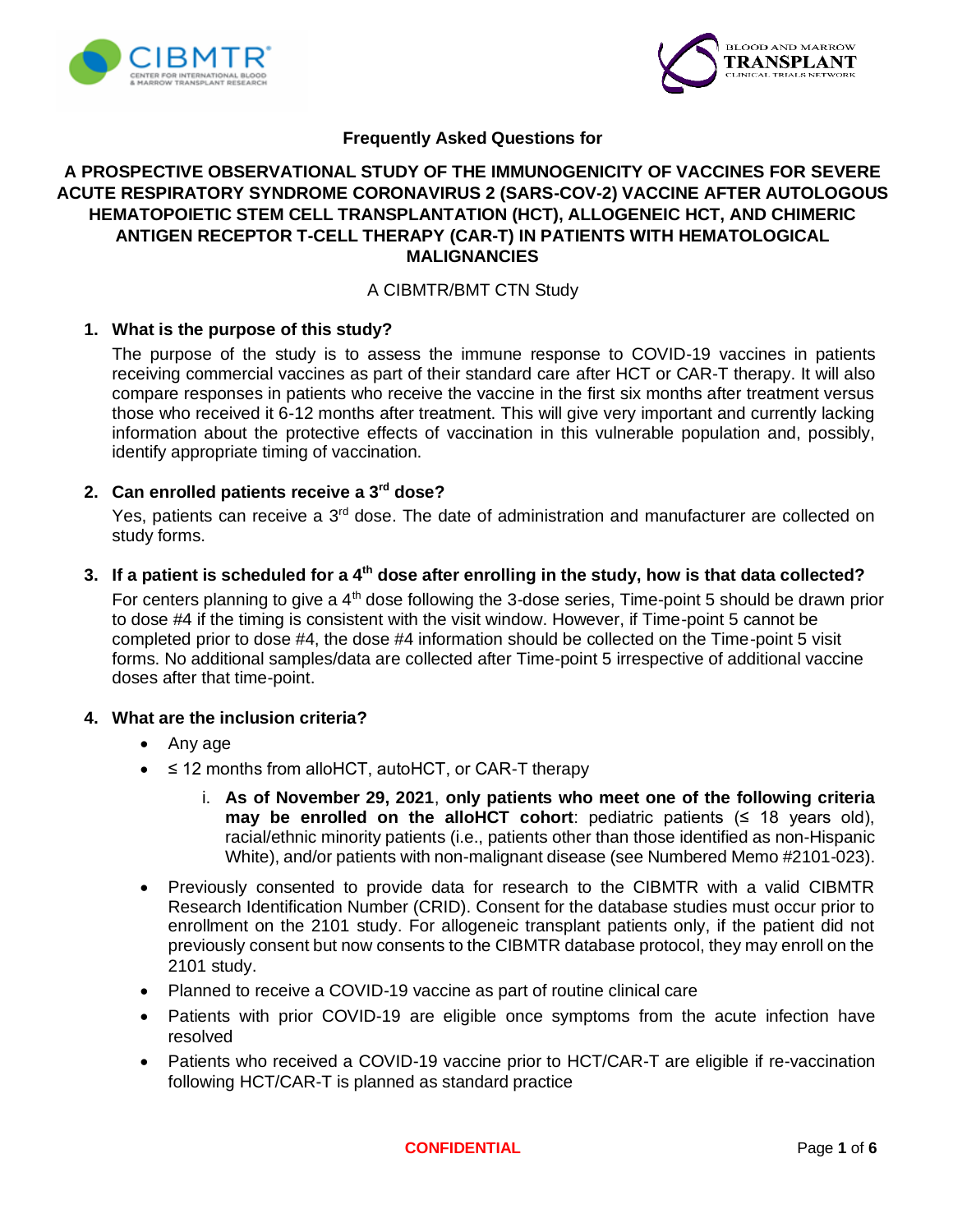**Frequently Asked Questions for**

# A PROSPECTIVE OBSERVATIONAL STUDY OF THE IMMUNOGENICITY OF VACCINES FOR SEVERE ACUTE RESPIRATORY SYNDROME CORONAVIRUS 2 (SARS-COV-2) VACCINE AFTER AUTOLOGOUS HEMATOPOIETIC STEM CELL TRANSPLANTATION (HCT), ALLOGENEIC HCT, AND CHIMERIC ANTIGEN RECEPTOR T-CELL THERAPY (CAR-T) IN PATIENTS WITH HEMATOLOGICAL MALIGNANCIES

A CIBMTR/BMT CTN Study

1. **What is the purpose of this study?**

   The purpose of the study is to assess the immune response to COVID-19 vaccines in patients receiving commercial vaccines as part of their standard care after HCT or CAR-T therapy. It will also compare responses in patients who receive the vaccine in the first six months after treatment versus those who received it 6-12 months after treatment. This will give very important and currently lacking information about the protective effects of vaccination in this vulnerable population and, possibly, identify appropriate timing of vaccination.

2. **Can enrolled patients receive a 3rd dose?**

   Yes, patients can receive a 3rd dose. The date of administration and manufacturer are collected on study forms.

3. **If a patient is scheduled for a 4th dose after enrolling in the study, how is that data collected?**

   For centers planning to give a 4th dose following the 3-dose series, Time-point 5 should be drawn prior to dose #4 if the timing is consistent with the visit window. However, if Time-point 5 cannot be completed prior to dose #4, the dose #4 information should be collected on the Time-point 5 visit forms. No additional samples/data are collected after Time-point 5 irrespective of additional vaccine doses after that time-point.

4. **What are the inclusion criteria?**

   - Any age
   - ≤ 12 months from alloHCT, autoHCT, or CAR-T therapy
     1. **As of November 29, 2021**, **only patients who meet one of the following criteria may be enrolled on the alloHCT cohort**: pediatric patients (≤ 18 years old), racial/ethnic minority patients (i.e., patients other than those identified as non-Hispanic White), and/or patients with non-malignant disease (see Numbered Memo #2101-023).
   - Previously consented to provide data for research to the CIBMTR with a valid CIBMTR Research Identification Number (CRID). Consent for the database studies must occur prior to enrollment on the 2101 study. For allogeneic transplant patients only, if the patient did not previously consent but now consents to the CIBMTR database protocol, they may enroll on the 2101 study.
   - Planned to receive a COVID-19 vaccine as part of routine clinical care
   - Patients with prior COVID-19 are eligible once symptoms from the acute infection have resolved
   - Patients who received a COVID-19 vaccine prior to HCT/CAR-T are eligible if re-vaccination following HCT/CAR-T is planned as standard practice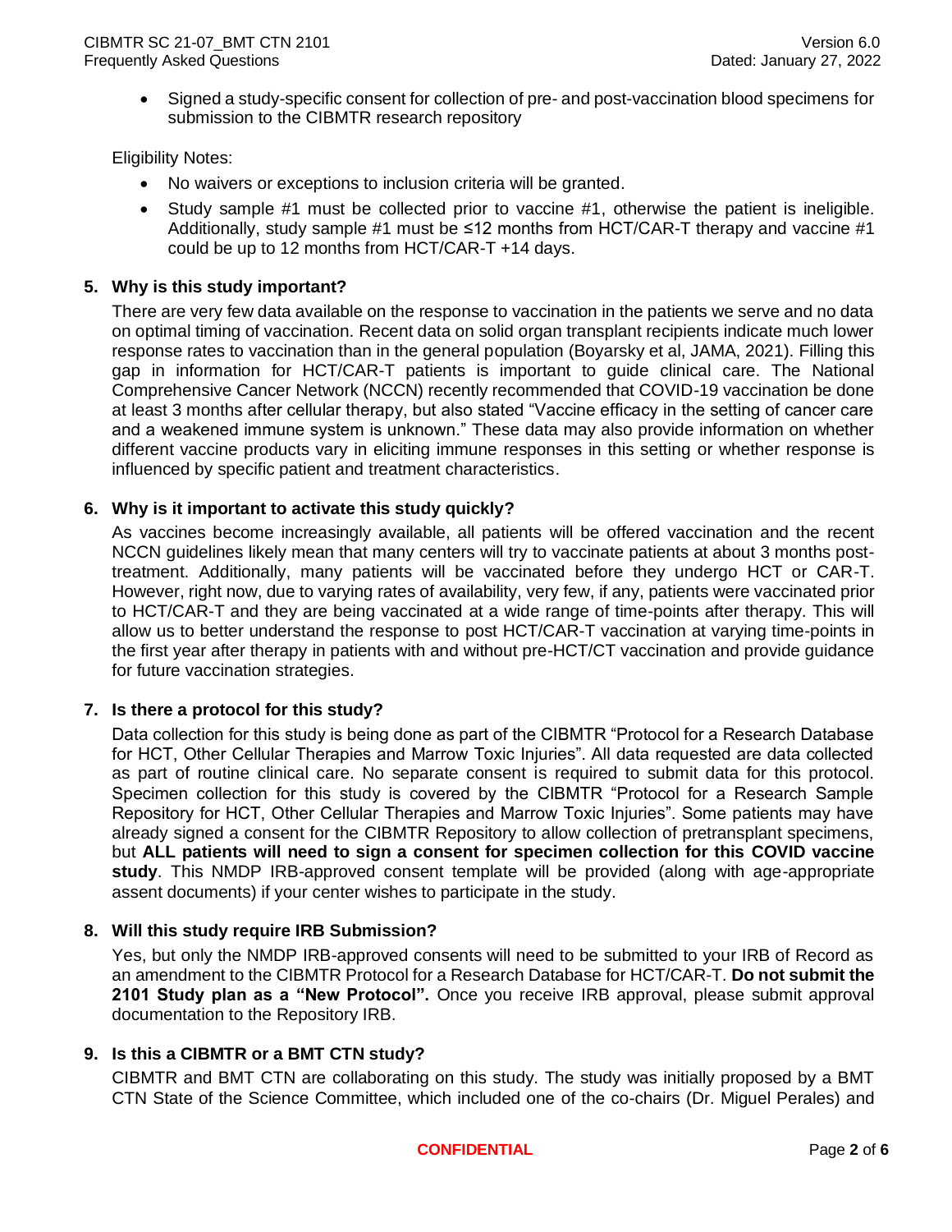- Signed a study-specific consent for collection of pre- and post-vaccination blood specimens for submission to the CIBMTR research repository

Eligibility Notes:

- No waivers or exceptions to inclusion criteria will be granted.
- Study sample #1 must be collected prior to vaccine #1, otherwise the patient is ineligible. Additionally, study sample #1 must be ≤12 months from HCT/CAR-T therapy and vaccine #1 could be up to 12 months from HCT/CAR-T +14 days.

**5. Why is this study important?**

There are very few data available on the response to vaccination in the patients we serve and no data on optimal timing of vaccination. Recent data on solid organ transplant recipients indicate much lower response rates to vaccination than in the general population (Boyarsky et al, JAMA, 2021). Filling this gap in information for HCT/CAR-T patients is important to guide clinical care. The National Comprehensive Cancer Network (NCCN) recently recommended that COVID-19 vaccination be done at least 3 months after cellular therapy, but also stated "Vaccine efficacy in the setting of cancer care and a weakened immune system is unknown." These data may also provide information on whether different vaccine products vary in eliciting immune responses in this setting or whether response is influenced by specific patient and treatment characteristics.

**6. Why is it important to activate this study quickly?**

As vaccines become increasingly available, all patients will be offered vaccination and the recent NCCN guidelines likely mean that many centers will try to vaccinate patients at about 3 months post-treatment. Additionally, many patients will be vaccinated before they undergo HCT or CAR-T. However, right now, due to varying rates of availability, very few, if any, patients were vaccinated prior to HCT/CAR-T and they are being vaccinated at a wide range of time-points after therapy. This will allow us to better understand the response to post HCT/CAR-T vaccination at varying time-points in the first year after therapy in patients with and without pre-HCT/CT vaccination and provide guidance for future vaccination strategies.

**7. Is there a protocol for this study?**

Data collection for this study is being done as part of the CIBMTR "Protocol for a Research Database for HCT, Other Cellular Therapies and Marrow Toxic Injuries". All data requested are data collected as part of routine clinical care. No separate consent is required to submit data for this protocol. Specimen collection for this study is covered by the CIBMTR "Protocol for a Research Sample Repository for HCT, Other Cellular Therapies and Marrow Toxic Injuries". Some patients may have already signed a consent for the CIBMTR Repository to allow collection of pretransplant specimens, but **ALL patients will need to sign a consent for specimen collection for this COVID vaccine study**. This NMDP IRB-approved consent template will be provided (along with age-appropriate assent documents) if your center wishes to participate in the study.

**8. Will this study require IRB Submission?**

Yes, but only the NMDP IRB-approved consents will need to be submitted to your IRB of Record as an amendment to the CIBMTR Protocol for a Research Database for HCT/CAR-T. **Do not submit the 2101 Study plan as a "New Protocol".** Once you receive IRB approval, please submit approval documentation to the Repository IRB.

**9. Is this a CIBMTR or a BMT CTN study?**

CIBMTR and BMT CTN are collaborating on this study. The study was initially proposed by a BMT CTN State of the Science Committee, which included one of the co-chairs (Dr. Miguel Perales) and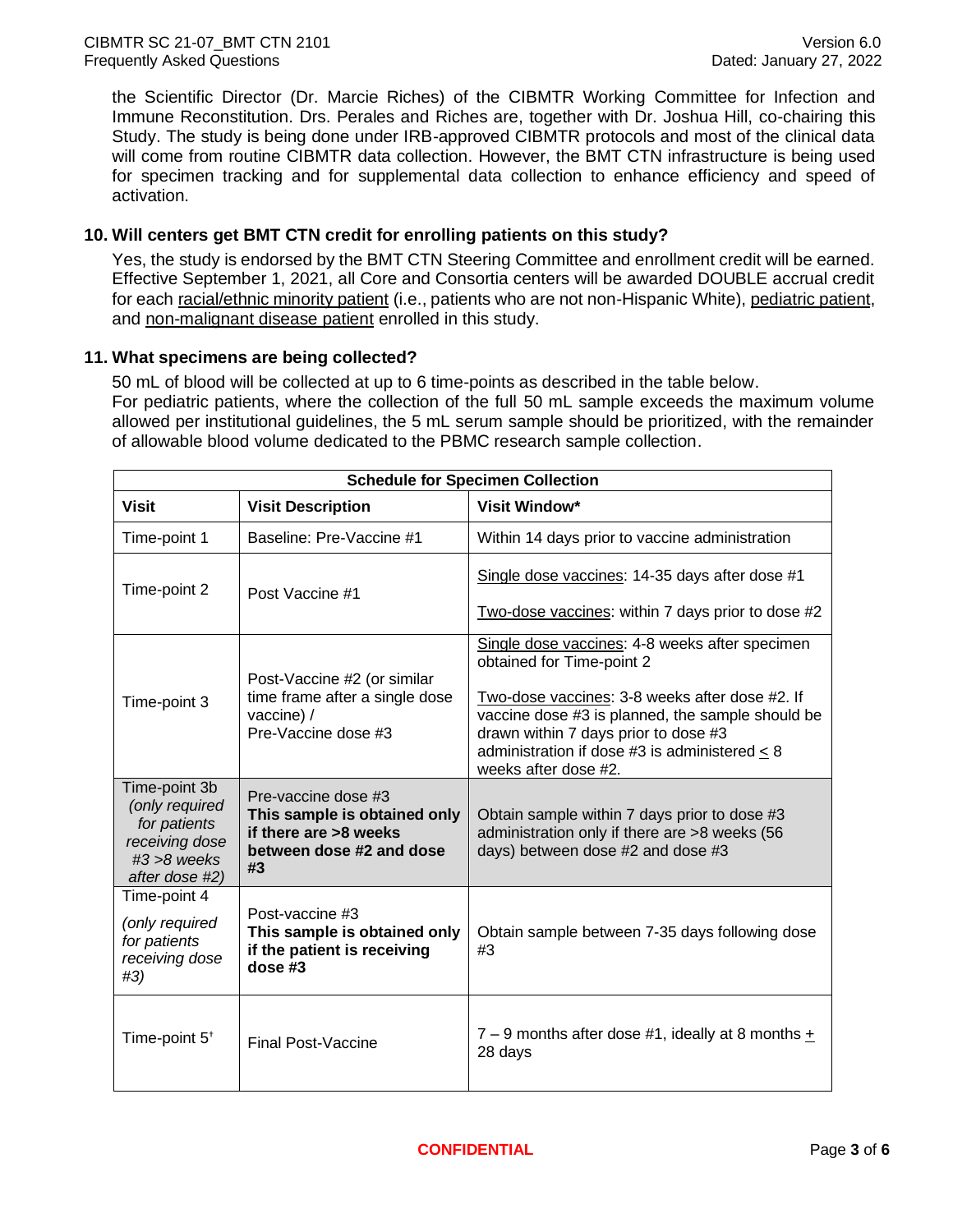the Scientific Director (Dr. Marcie Riches) of the CIBMTR Working Committee for Infection and Immune Reconstitution. Drs. Perales and Riches are, together with Dr. Joshua Hill, co-chairing this Study. The study is being done under IRB-approved CIBMTR protocols and most of the clinical data will come from routine CIBMTR data collection. However, the BMT CTN infrastructure is being used for specimen tracking and for supplemental data collection to enhance efficiency and speed of activation.

### 10. Will centers get BMT CTN credit for enrolling patients on this study?

Yes, the study is endorsed by the BMT CTN Steering Committee and enrollment credit will be earned. Effective September 1, 2021, all Core and Consortia centers will be awarded DOUBLE accrual credit for each racial/ethnic minority patient (i.e., patients who are not non-Hispanic White), pediatric patient, and non-malignant disease patient enrolled in this study.

### 11. What specimens are being collected?

50 mL of blood will be collected at up to 6 time-points as described in the table below.
For pediatric patients, where the collection of the full 50 mL sample exceeds the maximum volume allowed per institutional guidelines, the 5 mL serum sample should be prioritized, with the remainder of allowable blood volume dedicated to the PBMC research sample collection.

| Schedule for Specimen Collection | | |
|---|---|---|
| **Visit** | **Visit Description** | **Visit Window*** |
| Time-point 1 | Baseline: Pre-Vaccine #1 | Within 14 days prior to vaccine administration |
| Time-point 2 | Post Vaccine #1 | Single dose vaccines: 14-35 days after dose #1<br><br>Two-dose vaccines: within 7 days prior to dose #2 |
| Time-point 3 | Post-Vaccine #2 (or similar time frame after a single dose vaccine) /<br>Pre-Vaccine dose #3 | Single dose vaccines: 4-8 weeks after specimen obtained for Time-point 2<br><br>Two-dose vaccines: 3-8 weeks after dose #2. If vaccine dose #3 is planned, the sample should be drawn within 7 days prior to dose #3 administration if dose #3 is administered ≤ 8 weeks after dose #2. |
| Time-point 3b *(only required for patients receiving dose #3 >8 weeks after dose #2)* | Pre-vaccine dose #3 **This sample is obtained only if there are >8 weeks between dose #2 and dose #3** | Obtain sample within 7 days prior to dose #3 administration only if there are >8 weeks (56 days) between dose #2 and dose #3 |
| Time-point 4 *(only required for patients receiving dose #3)* | Post-vaccine #3 **This sample is obtained only if the patient is receiving dose #3** | Obtain sample between 7-35 days following dose #3 |
| Time-point 5[†] | Final Post-Vaccine | 7 – 9 months after dose #1, ideally at 8 months ± 28 days |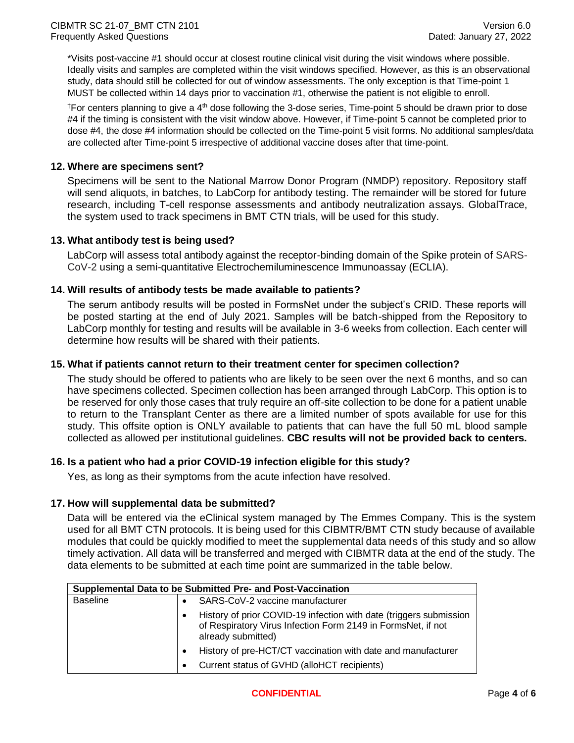*Visits post-vaccine #1 should occur at closest routine clinical visit during the visit windows where possible. Ideally visits and samples are completed within the visit windows specified. However, as this is an observational study, data should still be collected for out of window assessments. The only exception is that Time-point 1 MUST be collected within 14 days prior to vaccination #1, otherwise the patient is not eligible to enroll.

†For centers planning to give a 4th dose following the 3-dose series, Time-point 5 should be drawn prior to dose #4 if the timing is consistent with the visit window above. However, if Time-point 5 cannot be completed prior to dose #4, the dose #4 information should be collected on the Time-point 5 visit forms. No additional samples/data are collected after Time-point 5 irrespective of additional vaccine doses after that time-point.

### 12. Where are specimens sent?

Specimens will be sent to the National Marrow Donor Program (NMDP) repository. Repository staff will send aliquots, in batches, to LabCorp for antibody testing. The remainder will be stored for future research, including T-cell response assessments and antibody neutralization assays. GlobalTrace, the system used to track specimens in BMT CTN trials, will be used for this study.

### 13. What antibody test is being used?

LabCorp will assess total antibody against the receptor-binding domain of the Spike protein of SARS-CoV-2 using a semi-quantitative Electrochemiluminescence Immunoassay (ECLIA).

### 14. Will results of antibody tests be made available to patients?

The serum antibody results will be posted in FormsNet under the subject's CRID. These reports will be posted starting at the end of July 2021. Samples will be batch-shipped from the Repository to LabCorp monthly for testing and results will be available in 3-6 weeks from collection. Each center will determine how results will be shared with their patients.

### 15. What if patients cannot return to their treatment center for specimen collection?

The study should be offered to patients who are likely to be seen over the next 6 months, and so can have specimens collected. Specimen collection has been arranged through LabCorp. This option is to be reserved for only those cases that truly require an off-site collection to be done for a patient unable to return to the Transplant Center as there are a limited number of spots available for use for this study. This offsite option is ONLY available to patients that can have the full 50 mL blood sample collected as allowed per institutional guidelines. **CBC results will not be provided back to centers.**

### 16. Is a patient who had a prior COVID-19 infection eligible for this study?

Yes, as long as their symptoms from the acute infection have resolved.

### 17. How will supplemental data be submitted?

Data will be entered via the eClinical system managed by The Emmes Company. This is the system used for all BMT CTN protocols. It is being used for this CIBMTR/BMT CTN study because of available modules that could be quickly modified to meet the supplemental data needs of this study and so allow timely activation. All data will be transferred and merged with CIBMTR data at the end of the study. The data elements to be submitted at each time point are summarized in the table below.

| Supplemental Data to be Submitted Pre- and Post-Vaccination | |
|---|---|
| Baseline | • SARS-CoV-2 vaccine manufacturer<br>• History of prior COVID-19 infection with date (triggers submission of Respiratory Virus Infection Form 2149 in FormsNet, if not already submitted)<br>• History of pre-HCT/CT vaccination with date and manufacturer<br>• Current status of GVHD (alloHCT recipients) |

**CONFIDENTIAL**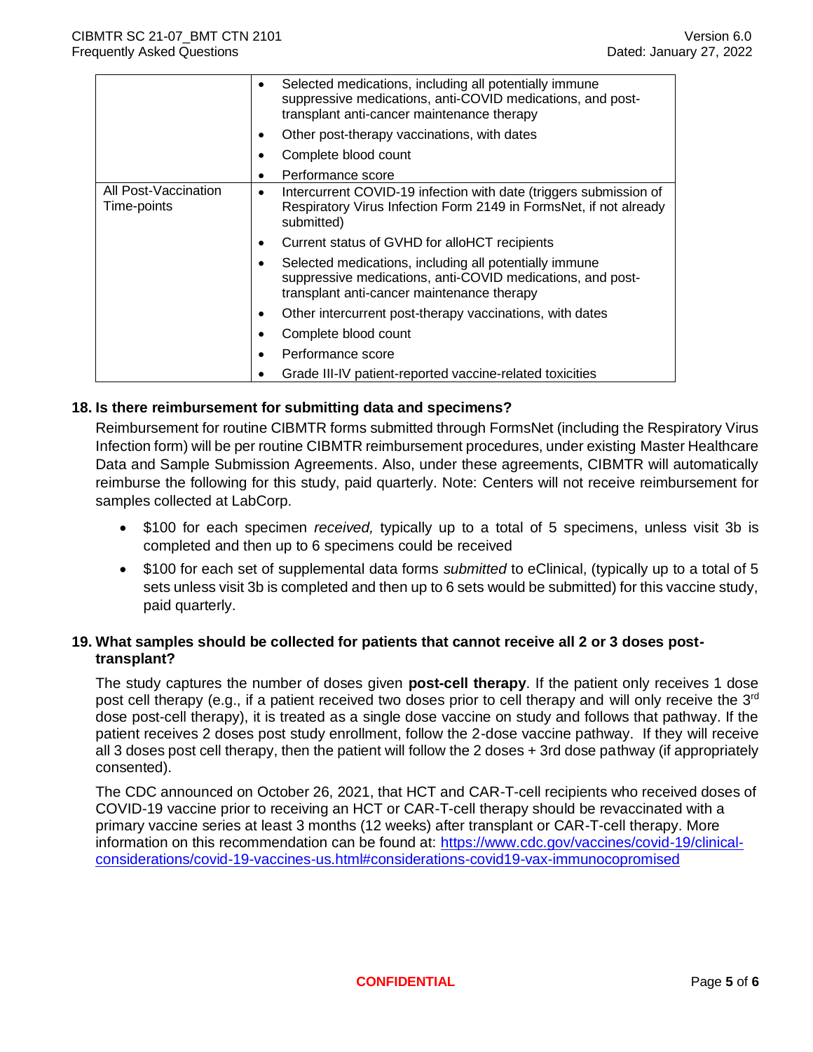| | |
|---|---|
| | • Selected medications, including all potentially immune suppressive medications, anti-COVID medications, and post-transplant anti-cancer maintenance therapy<br>• Other post-therapy vaccinations, with dates<br>• Complete blood count<br>• Performance score |
| All Post-Vaccination Time-points | • Intercurrent COVID-19 infection with date (triggers submission of Respiratory Virus Infection Form 2149 in FormsNet, if not already submitted)<br>• Current status of GVHD for alloHCT recipients<br>• Selected medications, including all potentially immune suppressive medications, anti-COVID medications, and post-transplant anti-cancer maintenance therapy<br>• Other intercurrent post-therapy vaccinations, with dates<br>• Complete blood count<br>• Performance score<br>• Grade III-IV patient-reported vaccine-related toxicities |

**18. Is there reimbursement for submitting data and specimens?**

Reimbursement for routine CIBMTR forms submitted through FormsNet (including the Respiratory Virus Infection form) will be per routine CIBMTR reimbursement procedures, under existing Master Healthcare Data and Sample Submission Agreements. Also, under these agreements, CIBMTR will automatically reimburse the following for this study, paid quarterly. Note: Centers will not receive reimbursement for samples collected at LabCorp.

- $100 for each specimen *received,* typically up to a total of 5 specimens, unless visit 3b is completed and then up to 6 specimens could be received
- $100 for each set of supplemental data forms *submitted* to eClinical, (typically up to a total of 5 sets unless visit 3b is completed and then up to 6 sets would be submitted) for this vaccine study, paid quarterly.

**19. What samples should be collected for patients that cannot receive all 2 or 3 doses post-transplant?**

The study captures the number of doses given **post-cell therapy**. If the patient only receives 1 dose post cell therapy (e.g., if a patient received two doses prior to cell therapy and will only receive the 3rd dose post-cell therapy), it is treated as a single dose vaccine on study and follows that pathway. If the patient receives 2 doses post study enrollment, follow the 2-dose vaccine pathway. If they will receive all 3 doses post cell therapy, then the patient will follow the 2 doses + 3rd dose pathway (if appropriately consented).

The CDC announced on October 26, 2021, that HCT and CAR-T-cell recipients who received doses of COVID-19 vaccine prior to receiving an HCT or CAR-T-cell therapy should be revaccinated with a primary vaccine series at least 3 months (12 weeks) after transplant or CAR-T-cell therapy. More information on this recommendation can be found at: https://www.cdc.gov/vaccines/covid-19/clinical-considerations/covid-19-vaccines-us.html#considerations-covid19-vax-immunocopromised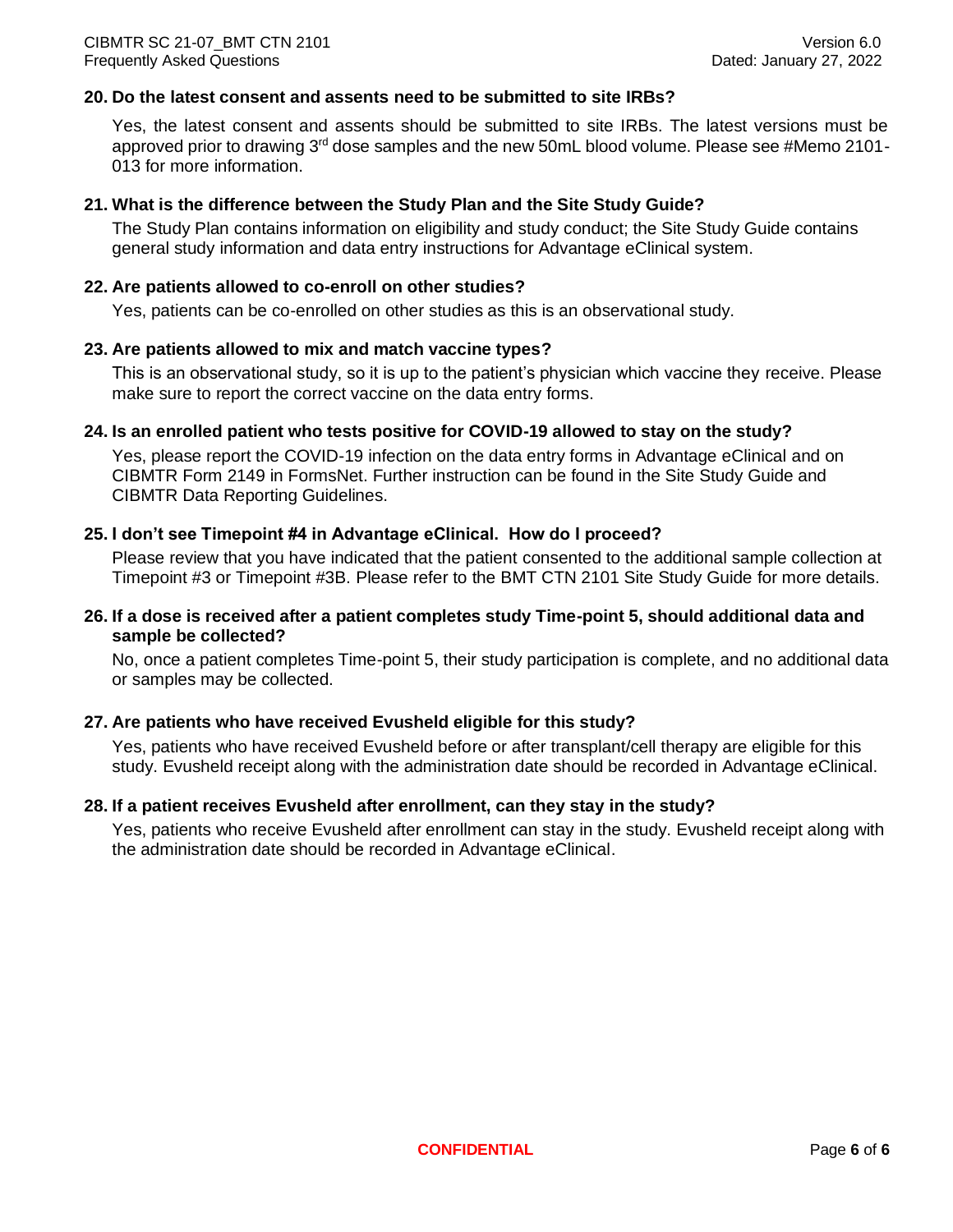**20. Do the latest consent and assents need to be submitted to site IRBs?**

Yes, the latest consent and assents should be submitted to site IRBs. The latest versions must be approved prior to drawing 3rd dose samples and the new 50mL blood volume. Please see #Memo 2101-013 for more information.

**21. What is the difference between the Study Plan and the Site Study Guide?**

The Study Plan contains information on eligibility and study conduct; the Site Study Guide contains general study information and data entry instructions for Advantage eClinical system.

**22. Are patients allowed to co-enroll on other studies?**

Yes, patients can be co-enrolled on other studies as this is an observational study.

**23. Are patients allowed to mix and match vaccine types?**

This is an observational study, so it is up to the patient's physician which vaccine they receive. Please make sure to report the correct vaccine on the data entry forms.

**24. Is an enrolled patient who tests positive for COVID-19 allowed to stay on the study?**

Yes, please report the COVID-19 infection on the data entry forms in Advantage eClinical and on CIBMTR Form 2149 in FormsNet. Further instruction can be found in the Site Study Guide and CIBMTR Data Reporting Guidelines.

**25. I don't see Timepoint #4 in Advantage eClinical. How do I proceed?**

Please review that you have indicated that the patient consented to the additional sample collection at Timepoint #3 or Timepoint #3B. Please refer to the BMT CTN 2101 Site Study Guide for more details.

**26. If a dose is received after a patient completes study Time-point 5, should additional data and sample be collected?**

No, once a patient completes Time-point 5, their study participation is complete, and no additional data or samples may be collected.

**27. Are patients who have received Evusheld eligible for this study?**

Yes, patients who have received Evusheld before or after transplant/cell therapy are eligible for this study. Evusheld receipt along with the administration date should be recorded in Advantage eClinical.

**28. If a patient receives Evusheld after enrollment, can they stay in the study?**

Yes, patients who receive Evusheld after enrollment can stay in the study. Evusheld receipt along with the administration date should be recorded in Advantage eClinical.

CONFIDENTIAL